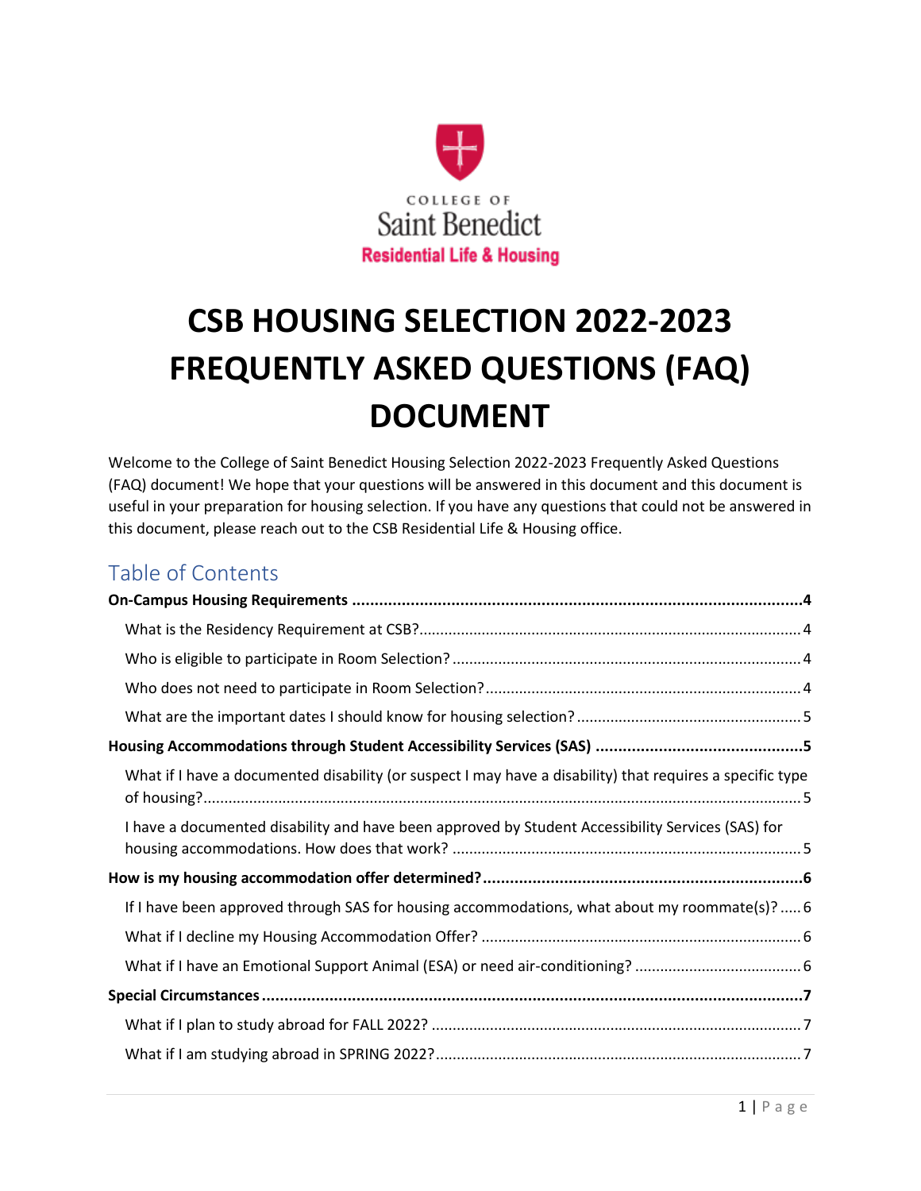COLLEGE OF

Saint Benedict

Residential Life & Housing

# CSB HOUSING SELECTION 2022-2023 FREQUENTLY ASKED QUESTIONS (FAQ) DOCUMENT

Welcome to the College of Saint Benedict Housing Selection 2022-2023 Frequently Asked Questions (FAQ) document! We hope that your questions will be answered in this document and this document is useful in your preparation for housing selection. If you have any questions that could not be answered in this document, please reach out to the CSB Residential Life & Housing office.

## Table of Contents

**On-Campus Housing Requirements** .......... 4

- What is the Residency Requirement at CSB? .......... 4
- Who is eligible to participate in Room Selection? .......... 4
- Who does not need to participate in Room Selection? .......... 4
- What are the important dates I should know for housing selection? .......... 5

**Housing Accommodations through Student Accessibility Services (SAS)** .......... 5

- What if I have a documented disability (or suspect I may have a disability) that requires a specific type of housing? .......... 5
- I have a documented disability and have been approved by Student Accessibility Services (SAS) for housing accommodations. How does that work? .......... 5

**How is my housing accommodation offer determined?** .......... 6

- If I have been approved through SAS for housing accommodations, what about my roommate(s)? .......... 6
- What if I decline my Housing Accommodation Offer? .......... 6
- What if I have an Emotional Support Animal (ESA) or need air-conditioning? .......... 6

**Special Circumstances** .......... 7

- What if I plan to study abroad for FALL 2022? .......... 7
- What if I am studying abroad in SPRING 2022? .......... 7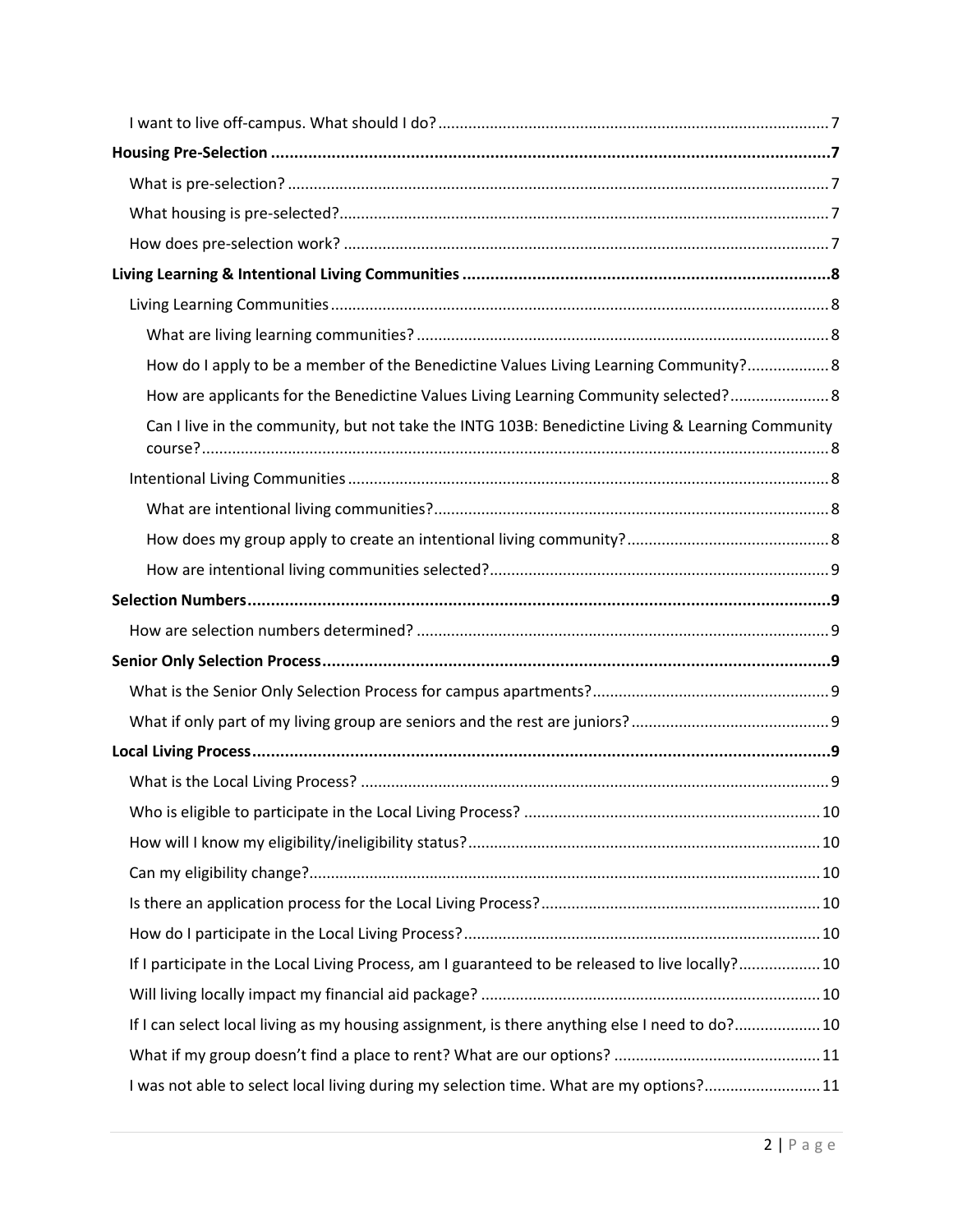- I want to live off-campus. What should I do? 7

**Housing Pre-Selection** 7

- What is pre-selection? 7
- What housing is pre-selected? 7
- How does pre-selection work? 7

**Living Learning & Intentional Living Communities** 8

- Living Learning Communities 8
  - What are living learning communities? 8
  - How do I apply to be a member of the Benedictine Values Living Learning Community? 8
  - How are applicants for the Benedictine Values Living Learning Community selected? 8
  - Can I live in the community, but not take the INTG 103B: Benedictine Living & Learning Community course? 8
- Intentional Living Communities 8
  - What are intentional living communities? 8
  - How does my group apply to create an intentional living community? 8
  - How are intentional living communities selected? 9

**Selection Numbers** 9

- How are selection numbers determined? 9

**Senior Only Selection Process** 9

- What is the Senior Only Selection Process for campus apartments? 9
- What if only part of my living group are seniors and the rest are juniors? 9

**Local Living Process** 9

- What is the Local Living Process? 9
- Who is eligible to participate in the Local Living Process? 10
- How will I know my eligibility/ineligibility status? 10
- Can my eligibility change? 10
- Is there an application process for the Local Living Process? 10
- How do I participate in the Local Living Process? 10
- If I participate in the Local Living Process, am I guaranteed to be released to live locally? 10
- Will living locally impact my financial aid package? 10
- If I can select local living as my housing assignment, is there anything else I need to do? 10
- What if my group doesn't find a place to rent? What are our options? 11
- I was not able to select local living during my selection time. What are my options? 11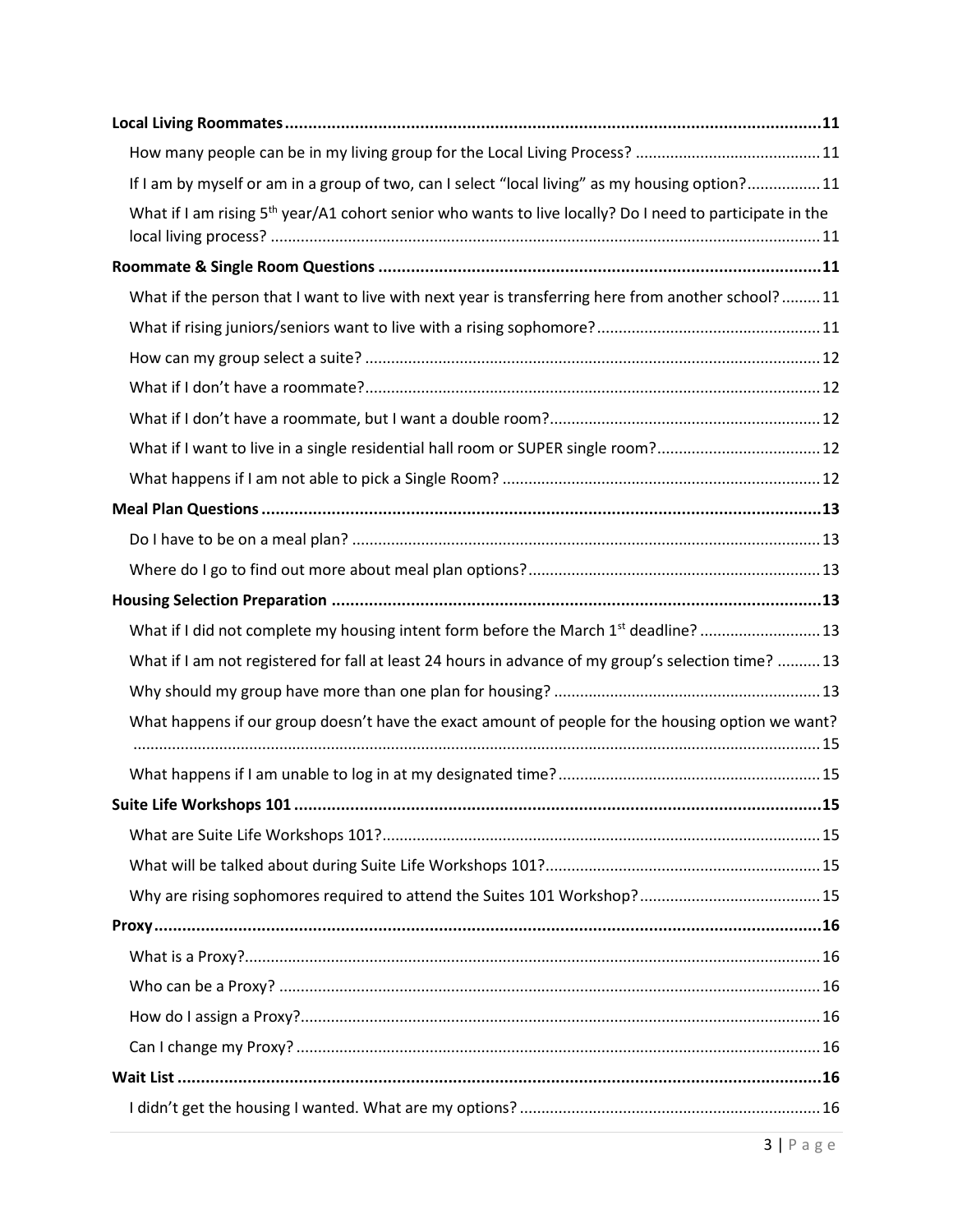**Local Living Roommates** ........ 11

- How many people can be in my living group for the Local Living Process? ........ 11
- If I am by myself or am in a group of two, can I select "local living" as my housing option? ........ 11
- What if I am rising 5th year/A1 cohort senior who wants to live locally? Do I need to participate in the local living process? ........ 11

**Roommate & Single Room Questions** ........ 11

- What if the person that I want to live with next year is transferring here from another school? ........ 11
- What if rising juniors/seniors want to live with a rising sophomore? ........ 11
- How can my group select a suite? ........ 12
- What if I don't have a roommate? ........ 12
- What if I don't have a roommate, but I want a double room? ........ 12
- What if I want to live in a single residential hall room or SUPER single room? ........ 12
- What happens if I am not able to pick a Single Room? ........ 12

**Meal Plan Questions** ........ 13

- Do I have to be on a meal plan? ........ 13
- Where do I go to find out more about meal plan options? ........ 13

**Housing Selection Preparation** ........ 13

- What if I did not complete my housing intent form before the March 1st deadline? ........ 13
- What if I am not registered for fall at least 24 hours in advance of my group's selection time? ........ 13
- Why should my group have more than one plan for housing? ........ 13
- What happens if our group doesn't have the exact amount of people for the housing option we want? ........ 15
- What happens if I am unable to log in at my designated time? ........ 15

**Suite Life Workshops 101** ........ 15

- What are Suite Life Workshops 101? ........ 15
- What will be talked about during Suite Life Workshops 101? ........ 15
- Why are rising sophomores required to attend the Suites 101 Workshop? ........ 15

**Proxy** ........ 16

- What is a Proxy? ........ 16
- Who can be a Proxy? ........ 16
- How do I assign a Proxy? ........ 16
- Can I change my Proxy? ........ 16

**Wait List** ........ 16

- I didn't get the housing I wanted. What are my options? ........ 16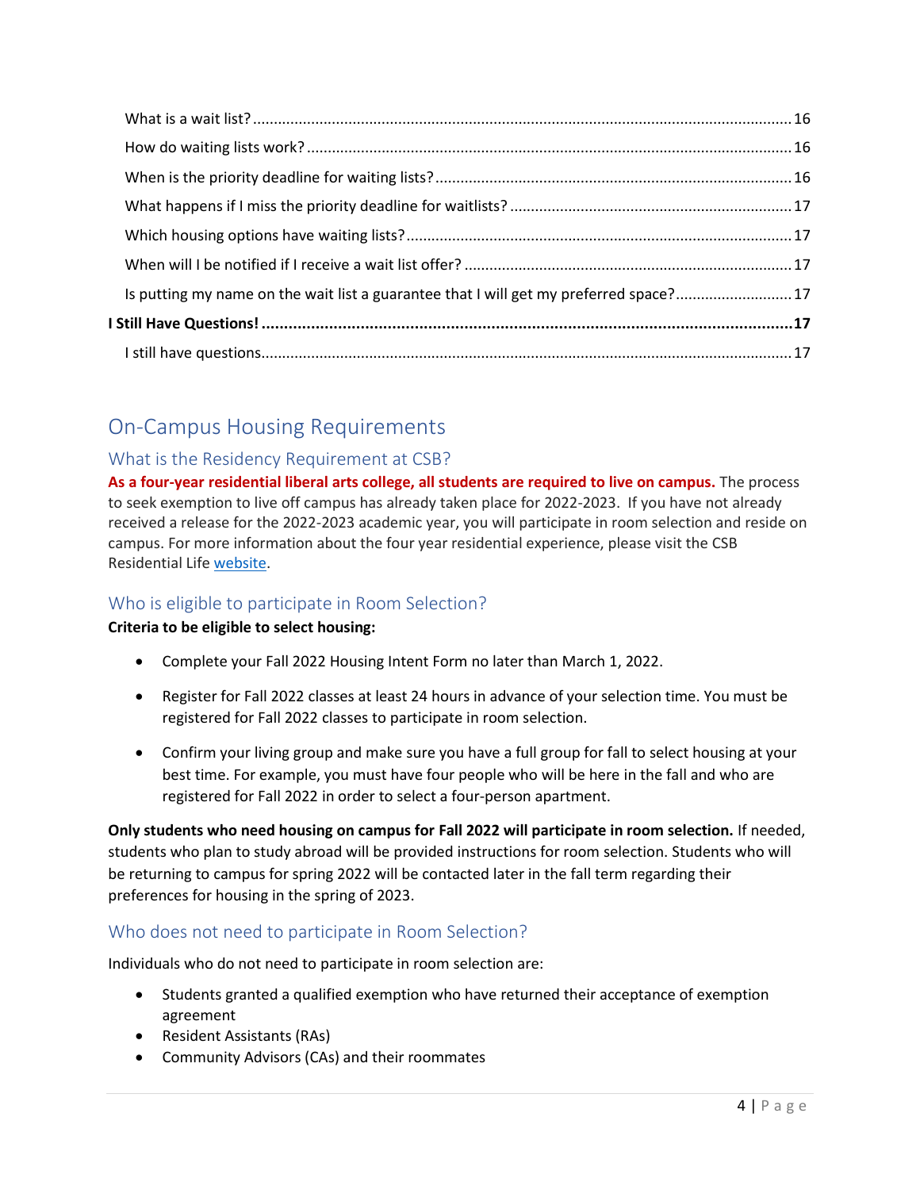What is a wait list? ....... 16

How do waiting lists work? ....... 16

When is the priority deadline for waiting lists? ....... 16

What happens if I miss the priority deadline for waitlists? ....... 17

Which housing options have waiting lists? ....... 17

When will I be notified if I receive a wait list offer? ....... 17

Is putting my name on the wait list a guarantee that I will get my preferred space? ....... 17

**I Still Have Questions! ....... 17**

I still have questions ....... 17

## On-Campus Housing Requirements

### What is the Residency Requirement at CSB?

**As a four-year residential liberal arts college, all students are required to live on campus.** The process to seek exemption to live off campus has already taken place for 2022-2023. If you have not already received a release for the 2022-2023 academic year, you will participate in room selection and reside on campus. For more information about the four year residential experience, please visit the CSB Residential Life website.

### Who is eligible to participate in Room Selection?

**Criteria to be eligible to select housing:**

- Complete your Fall 2022 Housing Intent Form no later than March 1, 2022.
- Register for Fall 2022 classes at least 24 hours in advance of your selection time. You must be registered for Fall 2022 classes to participate in room selection.
- Confirm your living group and make sure you have a full group for fall to select housing at your best time. For example, you must have four people who will be here in the fall and who are registered for Fall 2022 in order to select a four-person apartment.

**Only students who need housing on campus for Fall 2022 will participate in room selection.** If needed, students who plan to study abroad will be provided instructions for room selection. Students who will be returning to campus for spring 2022 will be contacted later in the fall term regarding their preferences for housing in the spring of 2023.

### Who does not need to participate in Room Selection?

Individuals who do not need to participate in room selection are:

- Students granted a qualified exemption who have returned their acceptance of exemption agreement
- Resident Assistants (RAs)
- Community Advisors (CAs) and their roommates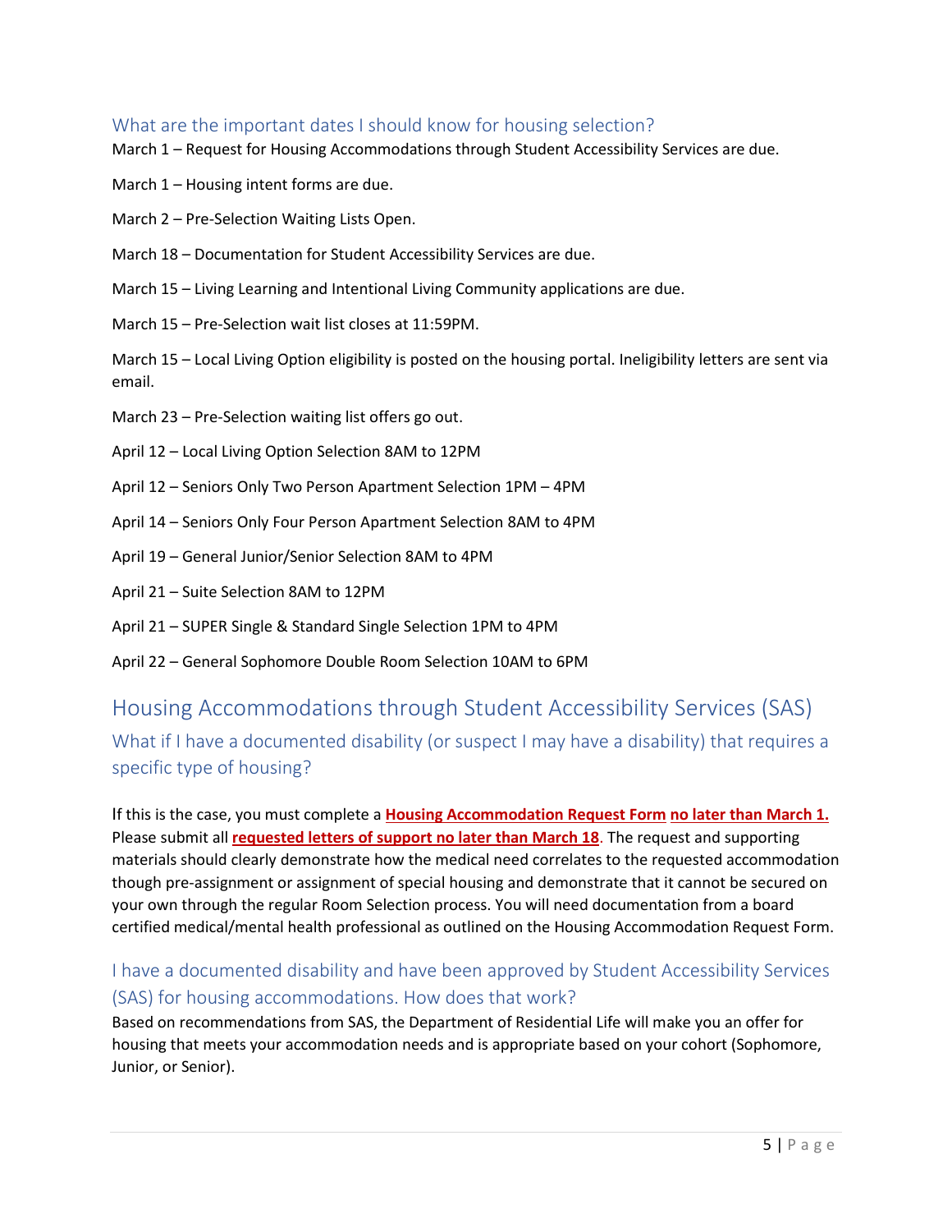### What are the important dates I should know for housing selection?

March 1 – Request for Housing Accommodations through Student Accessibility Services are due.

March 1 – Housing intent forms are due.

March 2 – Pre-Selection Waiting Lists Open.

March 18 – Documentation for Student Accessibility Services are due.

March 15 – Living Learning and Intentional Living Community applications are due.

March 15 – Pre-Selection wait list closes at 11:59PM.

March 15 – Local Living Option eligibility is posted on the housing portal. Ineligibility letters are sent via email.

March 23 – Pre-Selection waiting list offers go out.

April 12 – Local Living Option Selection 8AM to 12PM

April 12 – Seniors Only Two Person Apartment Selection 1PM – 4PM

April 14 – Seniors Only Four Person Apartment Selection 8AM to 4PM

April 19 – General Junior/Senior Selection 8AM to 4PM

April 21 – Suite Selection 8AM to 12PM

April 21 – SUPER Single & Standard Single Selection 1PM to 4PM

April 22 – General Sophomore Double Room Selection 10AM to 6PM

## Housing Accommodations through Student Accessibility Services (SAS)

### What if I have a documented disability (or suspect I may have a disability) that requires a specific type of housing?

If this is the case, you must complete a **Housing Accommodation Request Form** **no later than March 1.** Please submit all **requested letters of support no later than March 18**. The request and supporting materials should clearly demonstrate how the medical need correlates to the requested accommodation though pre-assignment or assignment of special housing and demonstrate that it cannot be secured on your own through the regular Room Selection process. You will need documentation from a board certified medical/mental health professional as outlined on the Housing Accommodation Request Form.

### I have a documented disability and have been approved by Student Accessibility Services (SAS) for housing accommodations. How does that work?

Based on recommendations from SAS, the Department of Residential Life will make you an offer for housing that meets your accommodation needs and is appropriate based on your cohort (Sophomore, Junior, or Senior).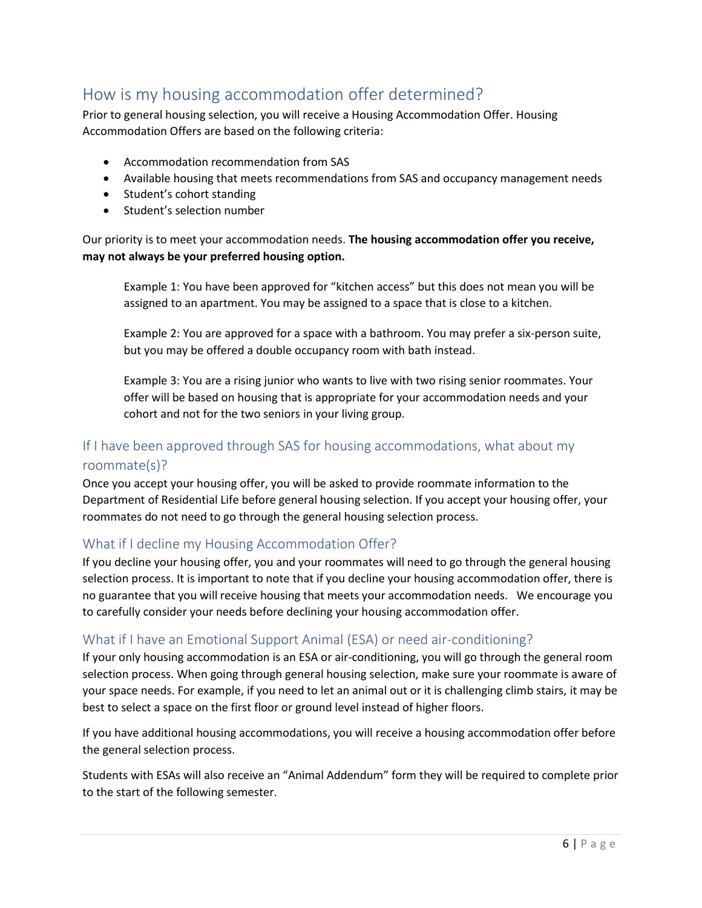## How is my housing accommodation offer determined?

Prior to general housing selection, you will receive a Housing Accommodation Offer. Housing Accommodation Offers are based on the following criteria:

- Accommodation recommendation from SAS
- Available housing that meets recommendations from SAS and occupancy management needs
- Student's cohort standing
- Student's selection number

Our priority is to meet your accommodation needs. **The housing accommodation offer you receive, may not always be your preferred housing option.**

> Example 1: You have been approved for "kitchen access" but this does not mean you will be assigned to an apartment. You may be assigned to a space that is close to a kitchen.
>
> Example 2: You are approved for a space with a bathroom. You may prefer a six-person suite, but you may be offered a double occupancy room with bath instead.
>
> Example 3: You are a rising junior who wants to live with two rising senior roommates. Your offer will be based on housing that is appropriate for your accommodation needs and your cohort and not for the two seniors in your living group.

### If I have been approved through SAS for housing accommodations, what about my roommate(s)?

Once you accept your housing offer, you will be asked to provide roommate information to the Department of Residential Life before general housing selection. If you accept your housing offer, your roommates do not need to go through the general housing selection process.

### What if I decline my Housing Accommodation Offer?

If you decline your housing offer, you and your roommates will need to go through the general housing selection process. It is important to note that if you decline your housing accommodation offer, there is no guarantee that you will receive housing that meets your accommodation needs. We encourage you to carefully consider your needs before declining your housing accommodation offer.

### What if I have an Emotional Support Animal (ESA) or need air-conditioning?

If your only housing accommodation is an ESA or air-conditioning, you will go through the general room selection process. When going through general housing selection, make sure your roommate is aware of your space needs. For example, if you need to let an animal out or it is challenging climb stairs, it may be best to select a space on the first floor or ground level instead of higher floors.

If you have additional housing accommodations, you will receive a housing accommodation offer before the general selection process.

Students with ESAs will also receive an "Animal Addendum" form they will be required to complete prior to the start of the following semester.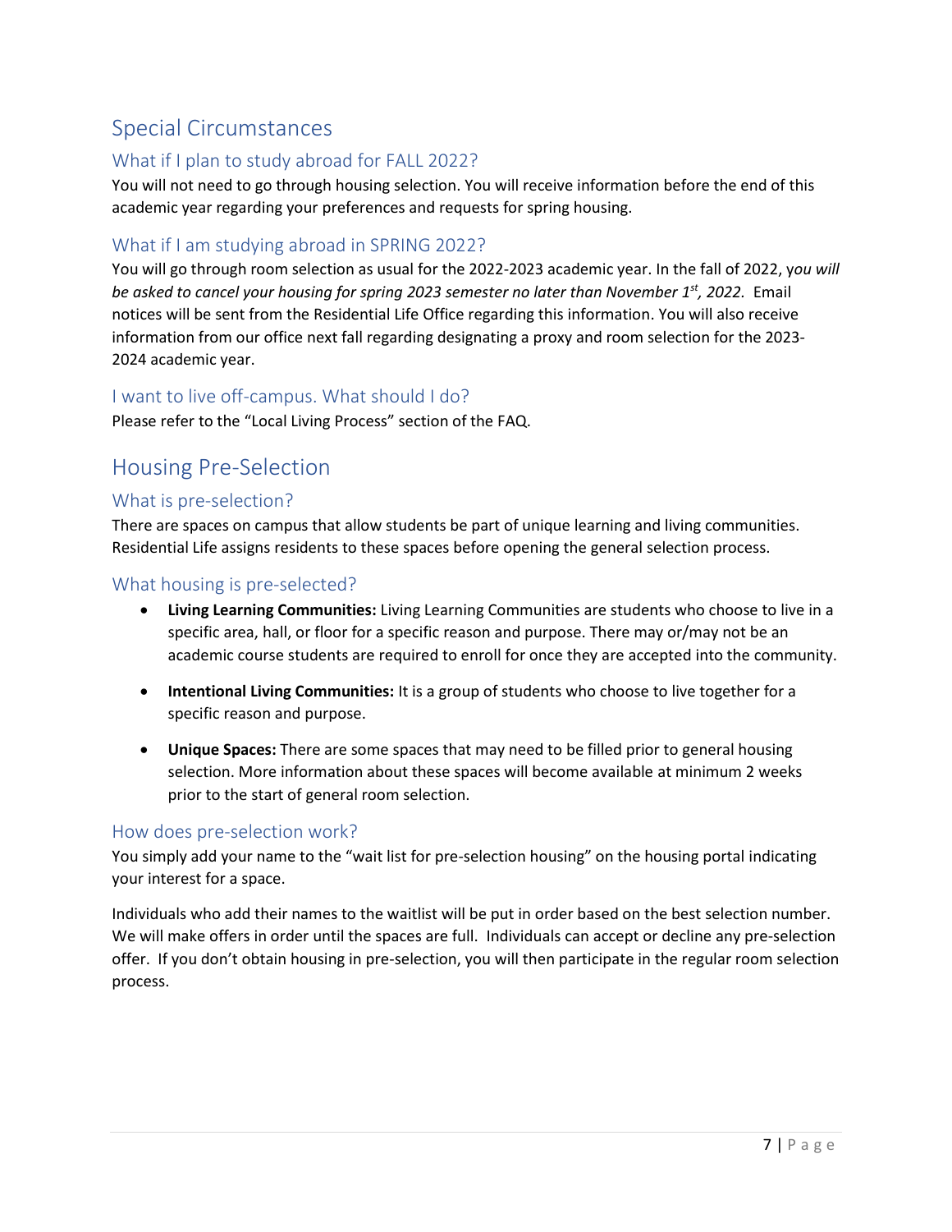## Special Circumstances

### What if I plan to study abroad for FALL 2022?

You will not need to go through housing selection. You will receive information before the end of this academic year regarding your preferences and requests for spring housing.

### What if I am studying abroad in SPRING 2022?

You will go through room selection as usual for the 2022-2023 academic year. In the fall of 2022, y*ou will be asked to cancel your housing for spring 2023 semester no later than November 1st, 2022.* Email notices will be sent from the Residential Life Office regarding this information. You will also receive information from our office next fall regarding designating a proxy and room selection for the 2023-2024 academic year.

### I want to live off-campus. What should I do?

Please refer to the "Local Living Process" section of the FAQ.

## Housing Pre-Selection

### What is pre-selection?

There are spaces on campus that allow students be part of unique learning and living communities. Residential Life assigns residents to these spaces before opening the general selection process.

### What housing is pre-selected?

- **Living Learning Communities:** Living Learning Communities are students who choose to live in a specific area, hall, or floor for a specific reason and purpose. There may or/may not be an academic course students are required to enroll for once they are accepted into the community.
- **Intentional Living Communities:** It is a group of students who choose to live together for a specific reason and purpose.
- **Unique Spaces:** There are some spaces that may need to be filled prior to general housing selection. More information about these spaces will become available at minimum 2 weeks prior to the start of general room selection.

### How does pre-selection work?

You simply add your name to the "wait list for pre-selection housing" on the housing portal indicating your interest for a space.

Individuals who add their names to the waitlist will be put in order based on the best selection number. We will make offers in order until the spaces are full. Individuals can accept or decline any pre-selection offer. If you don't obtain housing in pre-selection, you will then participate in the regular room selection process.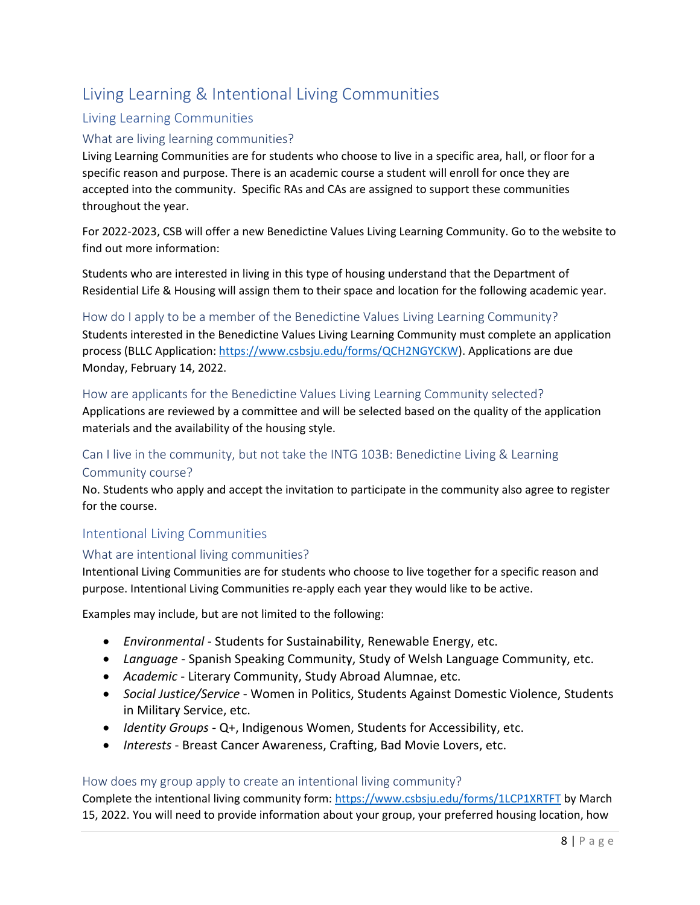# Living Learning & Intentional Living Communities

## Living Learning Communities

### What are living learning communities?

Living Learning Communities are for students who choose to live in a specific area, hall, or floor for a specific reason and purpose. There is an academic course a student will enroll for once they are accepted into the community. Specific RAs and CAs are assigned to support these communities throughout the year.

For 2022-2023, CSB will offer a new Benedictine Values Living Learning Community. Go to the website to find out more information:

Students who are interested in living in this type of housing understand that the Department of Residential Life & Housing will assign them to their space and location for the following academic year.

### How do I apply to be a member of the Benedictine Values Living Learning Community?

Students interested in the Benedictine Values Living Learning Community must complete an application process (BLLC Application: [https://www.csbsju.edu/forms/QCH2NGYCKW](https://www.csbsju.edu/forms/QCH2NGYCKW)). Applications are due Monday, February 14, 2022.

### How are applicants for the Benedictine Values Living Learning Community selected?

Applications are reviewed by a committee and will be selected based on the quality of the application materials and the availability of the housing style.

### Can I live in the community, but not take the INTG 103B: Benedictine Living & Learning Community course?

No. Students who apply and accept the invitation to participate in the community also agree to register for the course.

## Intentional Living Communities

### What are intentional living communities?

Intentional Living Communities are for students who choose to live together for a specific reason and purpose. Intentional Living Communities re-apply each year they would like to be active.

Examples may include, but are not limited to the following:

- *Environmental* - Students for Sustainability, Renewable Energy, etc.
- *Language* - Spanish Speaking Community, Study of Welsh Language Community, etc.
- *Academic* - Literary Community, Study Abroad Alumnae, etc.
- *Social Justice/Service* - Women in Politics, Students Against Domestic Violence, Students in Military Service, etc.
- *Identity Groups* - Q+, Indigenous Women, Students for Accessibility, etc.
- *Interests* - Breast Cancer Awareness, Crafting, Bad Movie Lovers, etc.

### How does my group apply to create an intentional living community?

Complete the intentional living community form: [https://www.csbsju.edu/forms/1LCP1XRTFT](https://www.csbsju.edu/forms/1LCP1XRTFT) by March 15, 2022. You will need to provide information about your group, your preferred housing location, how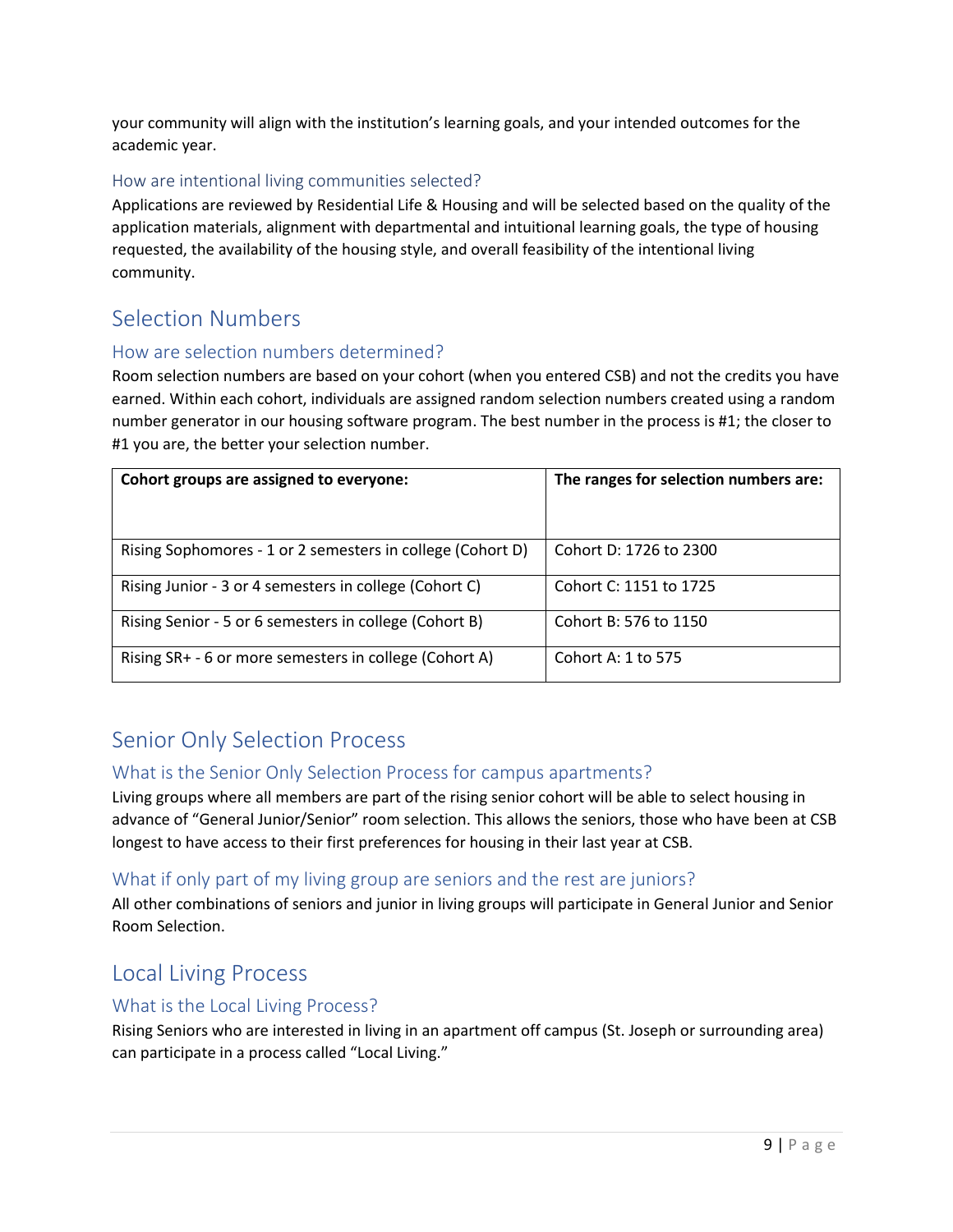your community will align with the institution's learning goals, and your intended outcomes for the academic year.

### How are intentional living communities selected?

Applications are reviewed by Residential Life & Housing and will be selected based on the quality of the application materials, alignment with departmental and intuitional learning goals, the type of housing requested, the availability of the housing style, and overall feasibility of the intentional living community.

## Selection Numbers

### How are selection numbers determined?

Room selection numbers are based on your cohort (when you entered CSB) and not the credits you have earned. Within each cohort, individuals are assigned random selection numbers created using a random number generator in our housing software program. The best number in the process is #1; the closer to #1 you are, the better your selection number.

| **Cohort groups are assigned to everyone:** | **The ranges for selection numbers are:** |
|---|---|
| Rising Sophomores - 1 or 2 semesters in college (Cohort D) | Cohort D: 1726 to 2300 |
| Rising Junior - 3 or 4 semesters in college (Cohort C) | Cohort C: 1151 to 1725 |
| Rising Senior - 5 or 6 semesters in college (Cohort B) | Cohort B: 576 to 1150 |
| Rising SR+ - 6 or more semesters in college (Cohort A) | Cohort A: 1 to 575 |

## Senior Only Selection Process

### What is the Senior Only Selection Process for campus apartments?

Living groups where all members are part of the rising senior cohort will be able to select housing in advance of "General Junior/Senior" room selection. This allows the seniors, those who have been at CSB longest to have access to their first preferences for housing in their last year at CSB.

### What if only part of my living group are seniors and the rest are juniors?

All other combinations of seniors and junior in living groups will participate in General Junior and Senior Room Selection.

## Local Living Process

### What is the Local Living Process?

Rising Seniors who are interested in living in an apartment off campus (St. Joseph or surrounding area) can participate in a process called "Local Living."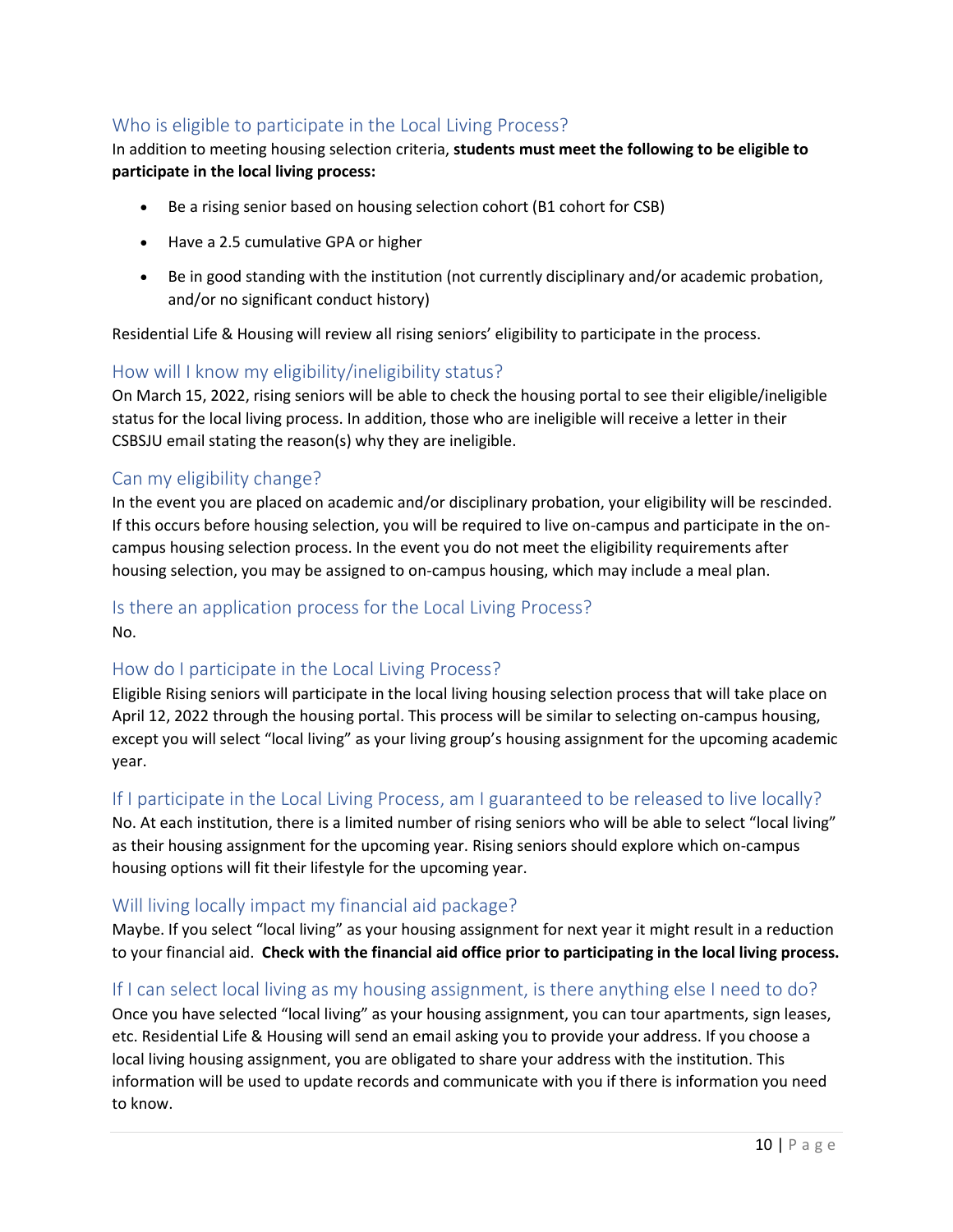## Who is eligible to participate in the Local Living Process?

In addition to meeting housing selection criteria, **students must meet the following to be eligible to participate in the local living process:**

- Be a rising senior based on housing selection cohort (B1 cohort for CSB)
- Have a 2.5 cumulative GPA or higher
- Be in good standing with the institution (not currently disciplinary and/or academic probation, and/or no significant conduct history)

Residential Life & Housing will review all rising seniors' eligibility to participate in the process.

## How will I know my eligibility/ineligibility status?

On March 15, 2022, rising seniors will be able to check the housing portal to see their eligible/ineligible status for the local living process. In addition, those who are ineligible will receive a letter in their CSBSJU email stating the reason(s) why they are ineligible.

## Can my eligibility change?

In the event you are placed on academic and/or disciplinary probation, your eligibility will be rescinded. If this occurs before housing selection, you will be required to live on-campus and participate in the on-campus housing selection process. In the event you do not meet the eligibility requirements after housing selection, you may be assigned to on-campus housing, which may include a meal plan.

## Is there an application process for the Local Living Process?

No.

## How do I participate in the Local Living Process?

Eligible Rising seniors will participate in the local living housing selection process that will take place on April 12, 2022 through the housing portal. This process will be similar to selecting on-campus housing, except you will select "local living" as your living group's housing assignment for the upcoming academic year.

## If I participate in the Local Living Process, am I guaranteed to be released to live locally?

No. At each institution, there is a limited number of rising seniors who will be able to select "local living" as their housing assignment for the upcoming year. Rising seniors should explore which on-campus housing options will fit their lifestyle for the upcoming year.

## Will living locally impact my financial aid package?

Maybe. If you select "local living" as your housing assignment for next year it might result in a reduction to your financial aid. **Check with the financial aid office prior to participating in the local living process.**

## If I can select local living as my housing assignment, is there anything else I need to do?

Once you have selected "local living" as your housing assignment, you can tour apartments, sign leases, etc. Residential Life & Housing will send an email asking you to provide your address. If you choose a local living housing assignment, you are obligated to share your address with the institution. This information will be used to update records and communicate with you if there is information you need to know.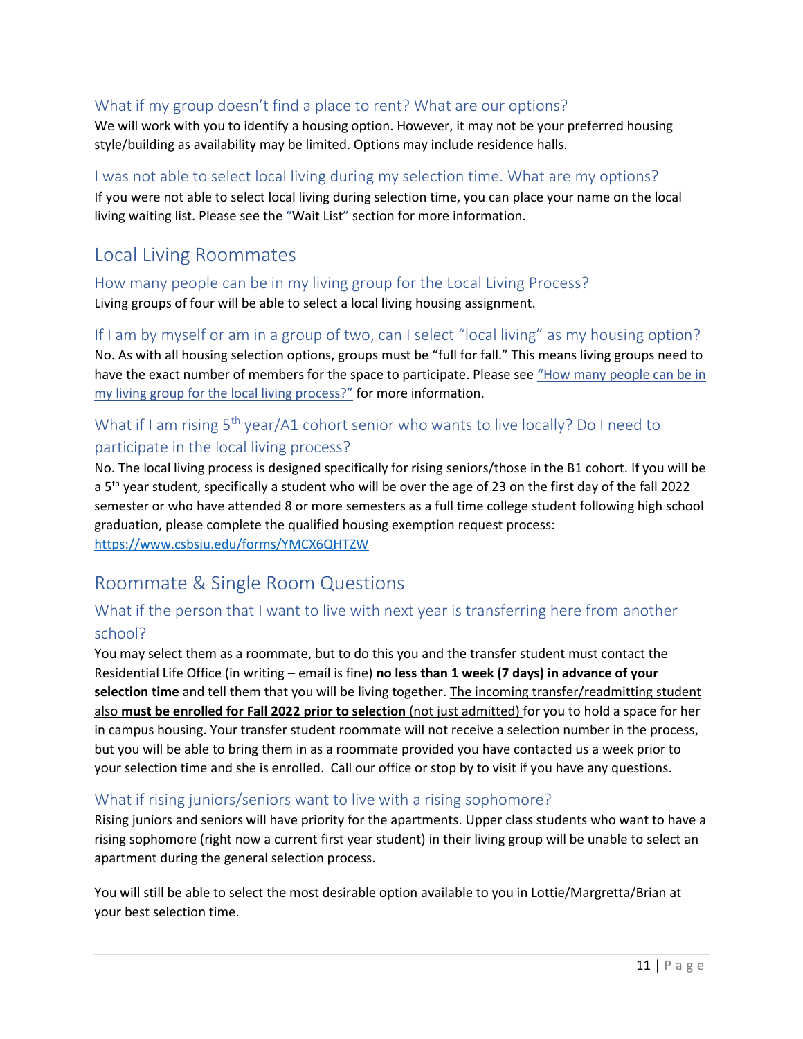### What if my group doesn't find a place to rent? What are our options?

We will work with you to identify a housing option. However, it may not be your preferred housing style/building as availability may be limited. Options may include residence halls.

### I was not able to select local living during my selection time. What are my options?

If you were not able to select local living during selection time, you can place your name on the local living waiting list. Please see the "Wait List" section for more information.

## Local Living Roommates

### How many people can be in my living group for the Local Living Process?

Living groups of four will be able to select a local living housing assignment.

### If I am by myself or am in a group of two, can I select "local living" as my housing option?

No. As with all housing selection options, groups must be "full for fall." This means living groups need to have the exact number of members for the space to participate. Please see "How many people can be in my living group for the local living process?" for more information.

### What if I am rising 5th year/A1 cohort senior who wants to live locally? Do I need to participate in the local living process?

No. The local living process is designed specifically for rising seniors/those in the B1 cohort. If you will be a 5th year student, specifically a student who will be over the age of 23 on the first day of the fall 2022 semester or who have attended 8 or more semesters as a full time college student following high school graduation, please complete the qualified housing exemption request process: https://www.csbsju.edu/forms/YMCX6QHTZW

## Roommate & Single Room Questions

### What if the person that I want to live with next year is transferring here from another school?

You may select them as a roommate, but to do this you and the transfer student must contact the Residential Life Office (in writing – email is fine) **no less than 1 week (7 days) in advance of your selection time** and tell them that you will be living together. The incoming transfer/readmitting student also **must be enrolled for Fall 2022 prior to selection** (not just admitted) for you to hold a space for her in campus housing. Your transfer student roommate will not receive a selection number in the process, but you will be able to bring them in as a roommate provided you have contacted us a week prior to your selection time and she is enrolled. Call our office or stop by to visit if you have any questions.

### What if rising juniors/seniors want to live with a rising sophomore?

Rising juniors and seniors will have priority for the apartments. Upper class students who want to have a rising sophomore (right now a current first year student) in their living group will be unable to select an apartment during the general selection process.

You will still be able to select the most desirable option available to you in Lottie/Margretta/Brian at your best selection time.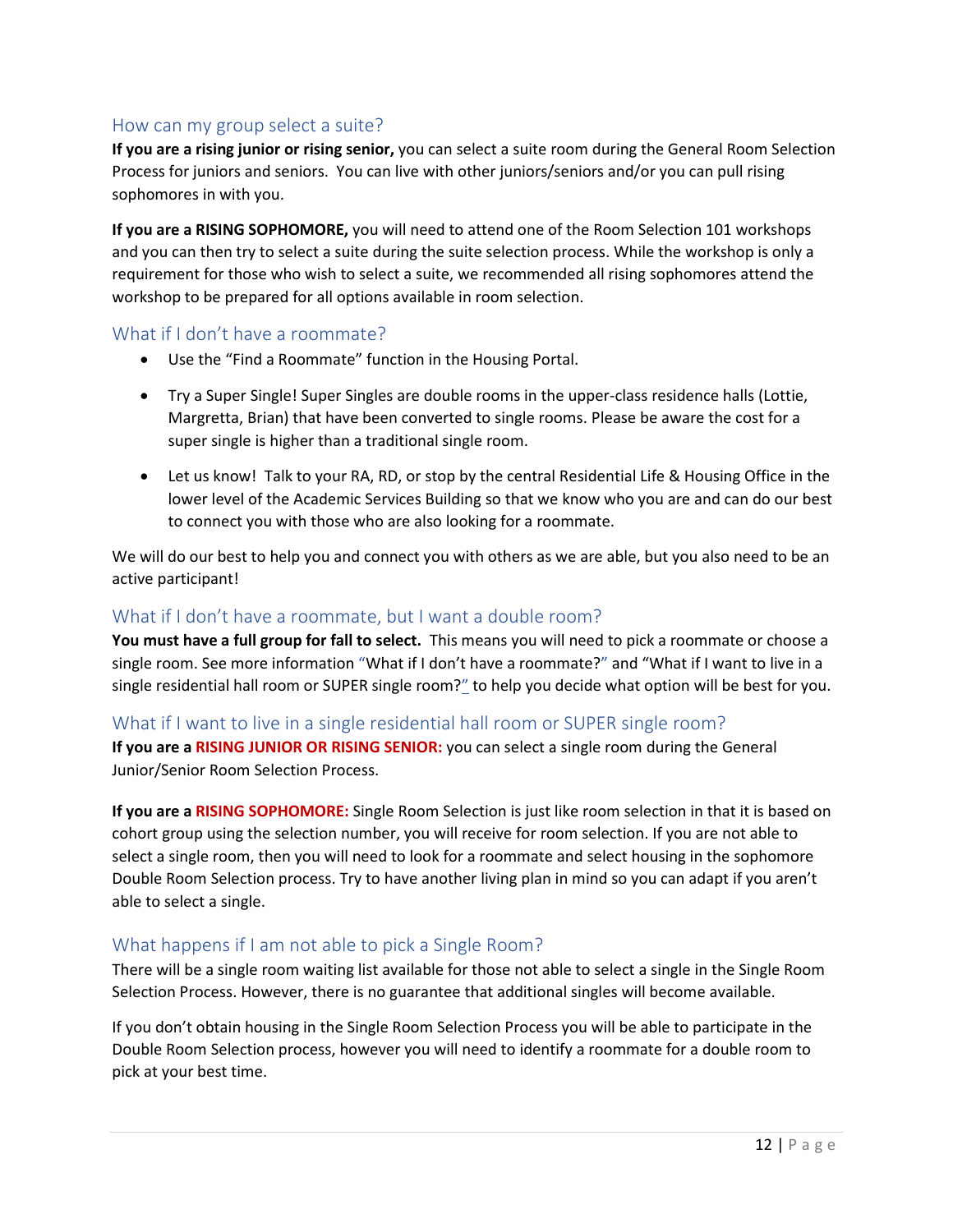## How can my group select a suite?

**If you are a rising junior or rising senior,** you can select a suite room during the General Room Selection Process for juniors and seniors. You can live with other juniors/seniors and/or you can pull rising sophomores in with you.

**If you are a RISING SOPHOMORE,** you will need to attend one of the Room Selection 101 workshops and you can then try to select a suite during the suite selection process. While the workshop is only a requirement for those who wish to select a suite, we recommended all rising sophomores attend the workshop to be prepared for all options available in room selection.

## What if I don't have a roommate?

- Use the "Find a Roommate" function in the Housing Portal.
- Try a Super Single! Super Singles are double rooms in the upper-class residence halls (Lottie, Margretta, Brian) that have been converted to single rooms. Please be aware the cost for a super single is higher than a traditional single room.
- Let us know! Talk to your RA, RD, or stop by the central Residential Life & Housing Office in the lower level of the Academic Services Building so that we know who you are and can do our best to connect you with those who are also looking for a roommate.

We will do our best to help you and connect you with others as we are able, but you also need to be an active participant!

## What if I don't have a roommate, but I want a double room?

**You must have a full group for fall to select.** This means you will need to pick a roommate or choose a single room. See more information "What if I don't have a roommate?" and "What if I want to live in a single residential hall room or SUPER single room?" to help you decide what option will be best for you.

## What if I want to live in a single residential hall room or SUPER single room?

**If you are a RISING JUNIOR OR RISING SENIOR:** you can select a single room during the General Junior/Senior Room Selection Process.

**If you are a RISING SOPHOMORE:** Single Room Selection is just like room selection in that it is based on cohort group using the selection number, you will receive for room selection. If you are not able to select a single room, then you will need to look for a roommate and select housing in the sophomore Double Room Selection process. Try to have another living plan in mind so you can adapt if you aren't able to select a single.

## What happens if I am not able to pick a Single Room?

There will be a single room waiting list available for those not able to select a single in the Single Room Selection Process. However, there is no guarantee that additional singles will become available.

If you don't obtain housing in the Single Room Selection Process you will be able to participate in the Double Room Selection process, however you will need to identify a roommate for a double room to pick at your best time.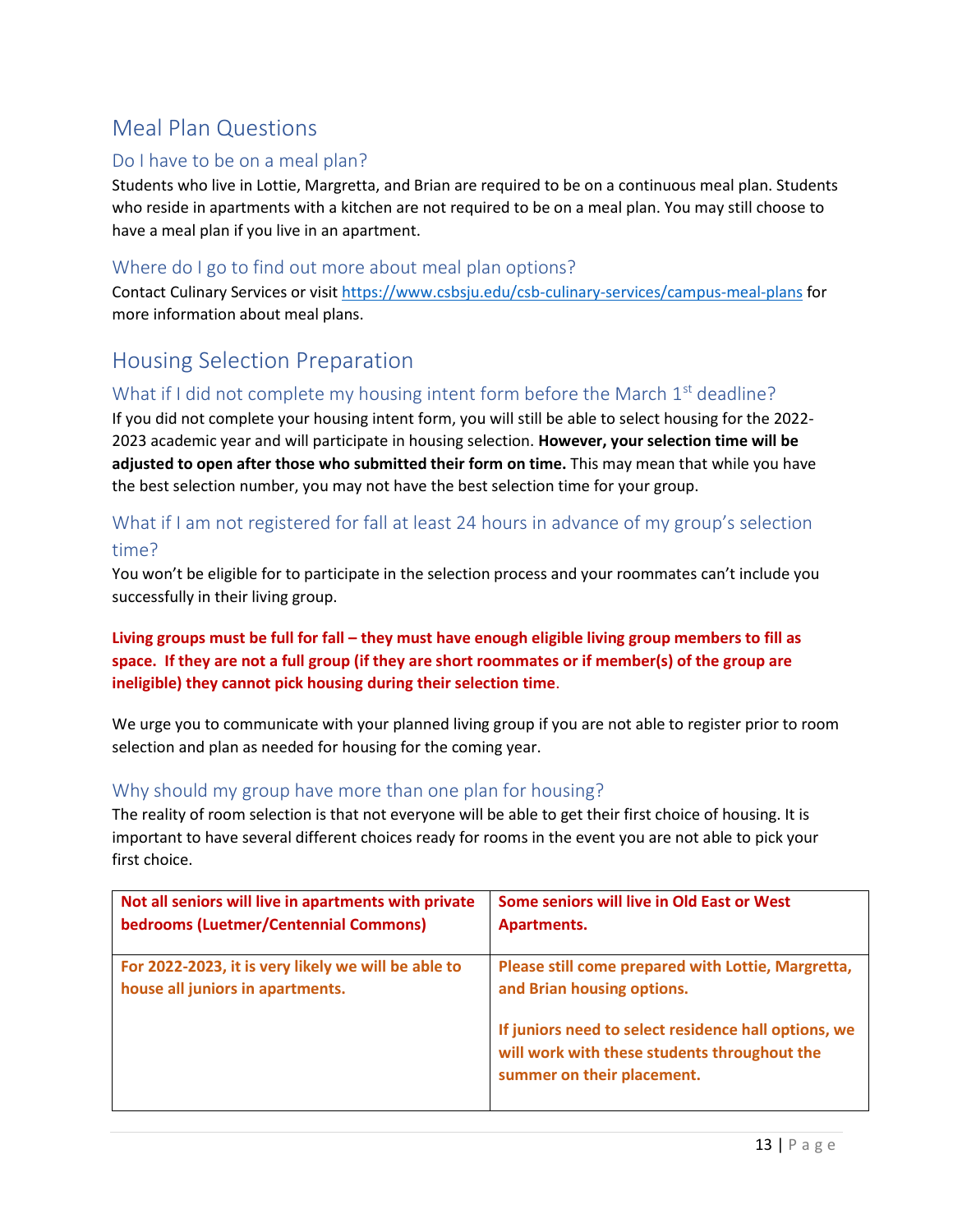## Meal Plan Questions

### Do I have to be on a meal plan?

Students who live in Lottie, Margretta, and Brian are required to be on a continuous meal plan. Students who reside in apartments with a kitchen are not required to be on a meal plan. You may still choose to have a meal plan if you live in an apartment.

### Where do I go to find out more about meal plan options?

Contact Culinary Services or visit https://www.csbsju.edu/csb-culinary-services/campus-meal-plans for more information about meal plans.

## Housing Selection Preparation

### What if I did not complete my housing intent form before the March 1st deadline?

If you did not complete your housing intent form, you will still be able to select housing for the 2022-2023 academic year and will participate in housing selection. **However, your selection time will be adjusted to open after those who submitted their form on time.** This may mean that while you have the best selection number, you may not have the best selection time for your group.

### What if I am not registered for fall at least 24 hours in advance of my group's selection time?

You won't be eligible for to participate in the selection process and your roommates can't include you successfully in their living group.

**Living groups must be full for fall – they must have enough eligible living group members to fill as space. If they are not a full group (if they are short roommates or if member(s) of the group are ineligible) they cannot pick housing during their selection time**.

We urge you to communicate with your planned living group if you are not able to register prior to room selection and plan as needed for housing for the coming year.

### Why should my group have more than one plan for housing?

The reality of room selection is that not everyone will be able to get their first choice of housing. It is important to have several different choices ready for rooms in the event you are not able to pick your first choice.

| **Not all seniors will live in apartments with private bedrooms (Luetmer/Centennial Commons)** | **Some seniors will live in Old East or West Apartments.** |
|---|---|
| **For 2022-2023, it is very likely we will be able to house all juniors in apartments.** | **Please still come prepared with Lottie, Margretta, and Brian housing options.**<br><br>**If juniors need to select residence hall options, we will work with these students throughout the summer on their placement.** |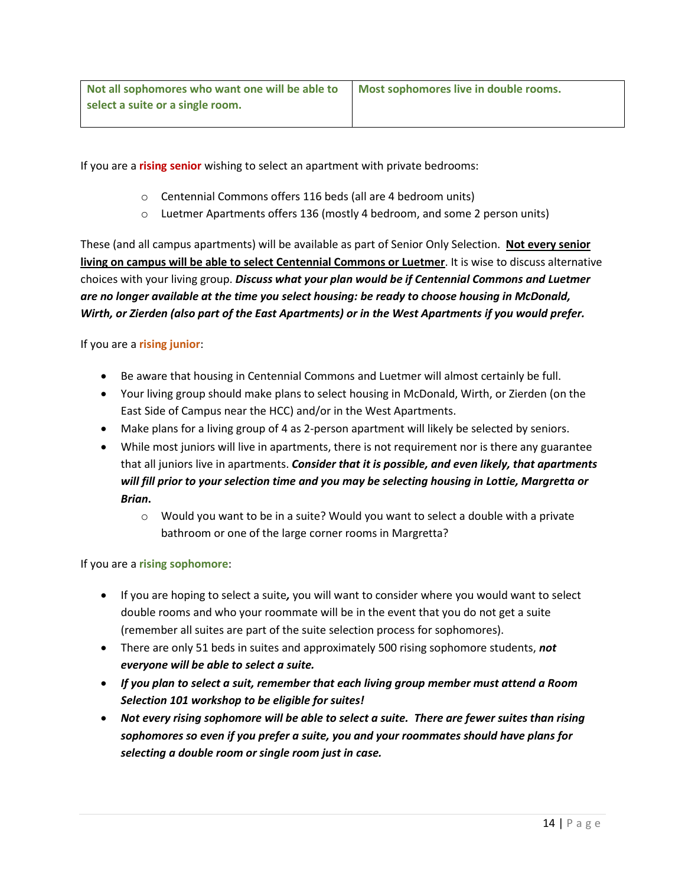| Not all sophomores who want one will be able to select a suite or a single room. | Most sophomores live in double rooms. |
|---|---|

If you are a **rising senior** wishing to select an apartment with private bedrooms:

- Centennial Commons offers 116 beds (all are 4 bedroom units)
- Luetmer Apartments offers 136 (mostly 4 bedroom, and some 2 person units)

These (and all campus apartments) will be available as part of Senior Only Selection. **Not every senior living on campus will be able to select Centennial Commons or Luetmer**. It is wise to discuss alternative choices with your living group. ***Discuss what your plan would be if Centennial Commons and Luetmer are no longer available at the time you select housing: be ready to choose housing in McDonald, Wirth, or Zierden (also part of the East Apartments) or in the West Apartments if you would prefer.***

If you are a **rising junior**:

- Be aware that housing in Centennial Commons and Luetmer will almost certainly be full.
- Your living group should make plans to select housing in McDonald, Wirth, or Zierden (on the East Side of Campus near the HCC) and/or in the West Apartments.
- Make plans for a living group of 4 as 2-person apartment will likely be selected by seniors.
- While most juniors will live in apartments, there is not requirement nor is there any guarantee that all juniors live in apartments. ***Consider that it is possible, and even likely, that apartments will fill prior to your selection time and you may be selecting housing in Lottie, Margretta or Brian.***
    - Would you want to be in a suite? Would you want to select a double with a private bathroom or one of the large corner rooms in Margretta?

If you are a **rising sophomore**:

- If you are hoping to select a suite***,*** you will want to consider where you would want to select double rooms and who your roommate will be in the event that you do not get a suite (remember all suites are part of the suite selection process for sophomores).
- There are only 51 beds in suites and approximately 500 rising sophomore students, ***not everyone will be able to select a suite.***
- ***If you plan to select a suit, remember that each living group member must attend a Room Selection 101 workshop to be eligible for suites!***
- ***Not every rising sophomore will be able to select a suite. There are fewer suites than rising sophomores so even if you prefer a suite, you and your roommates should have plans for selecting a double room or single room just in case.***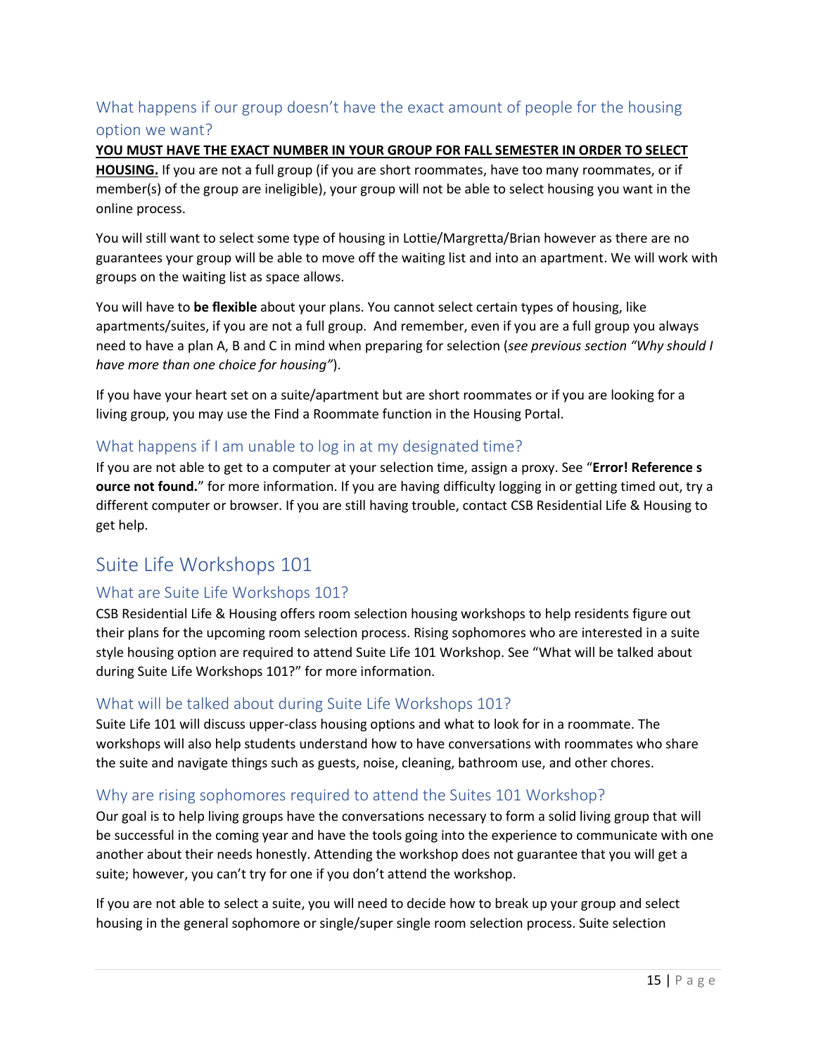### What happens if our group doesn't have the exact amount of people for the housing option we want?

**YOU MUST HAVE THE EXACT NUMBER IN YOUR GROUP FOR FALL SEMESTER IN ORDER TO SELECT HOUSING.** If you are not a full group (if you are short roommates, have too many roommates, or if member(s) of the group are ineligible), your group will not be able to select housing you want in the online process.

You will still want to select some type of housing in Lottie/Margretta/Brian however as there are no guarantees your group will be able to move off the waiting list and into an apartment. We will work with groups on the waiting list as space allows.

You will have to **be flexible** about your plans. You cannot select certain types of housing, like apartments/suites, if you are not a full group. And remember, even if you are a full group you always need to have a plan A, B and C in mind when preparing for selection (*see previous section "Why should I have more than one choice for housing"*).

If you have your heart set on a suite/apartment but are short roommates or if you are looking for a living group, you may use the Find a Roommate function in the Housing Portal.

### What happens if I am unable to log in at my designated time?

If you are not able to get to a computer at your selection time, assign a proxy. See "**Error! Reference source not found.**" for more information. If you are having difficulty logging in or getting timed out, try a different computer or browser. If you are still having trouble, contact CSB Residential Life & Housing to get help.

## Suite Life Workshops 101

### What are Suite Life Workshops 101?

CSB Residential Life & Housing offers room selection housing workshops to help residents figure out their plans for the upcoming room selection process. Rising sophomores who are interested in a suite style housing option are required to attend Suite Life 101 Workshop. See "What will be talked about during Suite Life Workshops 101?" for more information.

### What will be talked about during Suite Life Workshops 101?

Suite Life 101 will discuss upper-class housing options and what to look for in a roommate. The workshops will also help students understand how to have conversations with roommates who share the suite and navigate things such as guests, noise, cleaning, bathroom use, and other chores.

### Why are rising sophomores required to attend the Suites 101 Workshop?

Our goal is to help living groups have the conversations necessary to form a solid living group that will be successful in the coming year and have the tools going into the experience to communicate with one another about their needs honestly. Attending the workshop does not guarantee that you will get a suite; however, you can't try for one if you don't attend the workshop.

If you are not able to select a suite, you will need to decide how to break up your group and select housing in the general sophomore or single/super single room selection process. Suite selection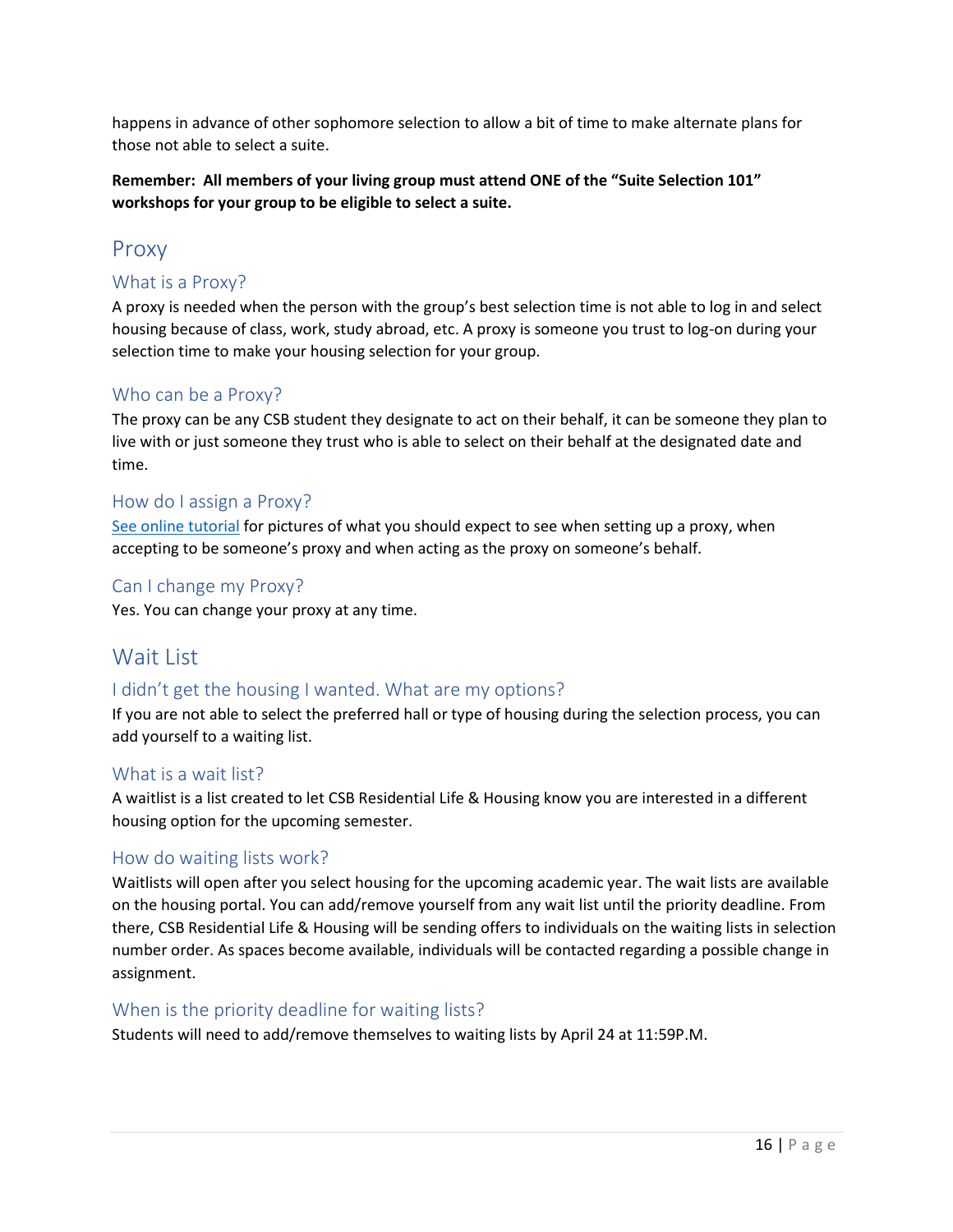happens in advance of other sophomore selection to allow a bit of time to make alternate plans for those not able to select a suite.

**Remember: All members of your living group must attend ONE of the "Suite Selection 101" workshops for your group to be eligible to select a suite.**

## Proxy

### What is a Proxy?

A proxy is needed when the person with the group's best selection time is not able to log in and select housing because of class, work, study abroad, etc. A proxy is someone you trust to log-on during your selection time to make your housing selection for your group.

### Who can be a Proxy?

The proxy can be any CSB student they designate to act on their behalf, it can be someone they plan to live with or just someone they trust who is able to select on their behalf at the designated date and time.

### How do I assign a Proxy?

See online tutorial for pictures of what you should expect to see when setting up a proxy, when accepting to be someone's proxy and when acting as the proxy on someone's behalf.

### Can I change my Proxy?

Yes. You can change your proxy at any time.

## Wait List

### I didn't get the housing I wanted. What are my options?

If you are not able to select the preferred hall or type of housing during the selection process, you can add yourself to a waiting list.

### What is a wait list?

A waitlist is a list created to let CSB Residential Life & Housing know you are interested in a different housing option for the upcoming semester.

### How do waiting lists work?

Waitlists will open after you select housing for the upcoming academic year. The wait lists are available on the housing portal. You can add/remove yourself from any wait list until the priority deadline. From there, CSB Residential Life & Housing will be sending offers to individuals on the waiting lists in selection number order. As spaces become available, individuals will be contacted regarding a possible change in assignment.

### When is the priority deadline for waiting lists?

Students will need to add/remove themselves to waiting lists by April 24 at 11:59P.M.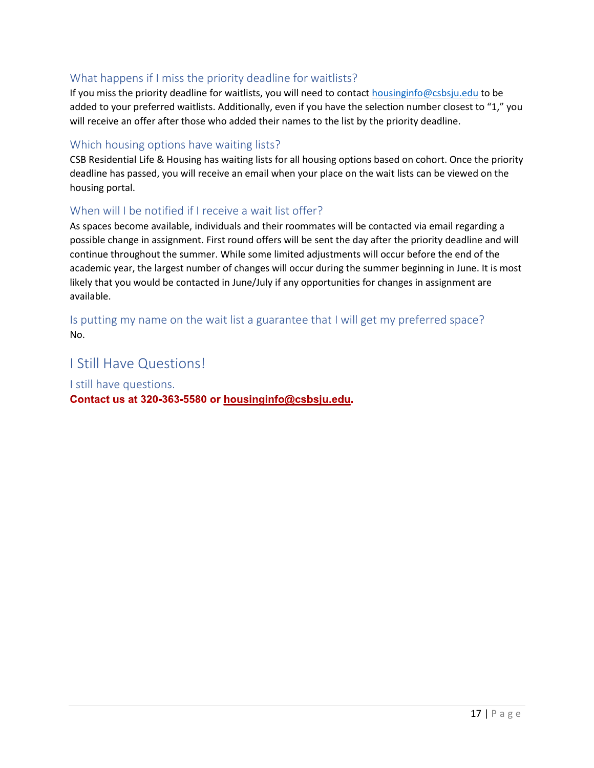### What happens if I miss the priority deadline for waitlists?

If you miss the priority deadline for waitlists, you will need to contact housinginfo@csbsju.edu to be added to your preferred waitlists. Additionally, even if you have the selection number closest to “1,” you will receive an offer after those who added their names to the list by the priority deadline.

### Which housing options have waiting lists?

CSB Residential Life & Housing has waiting lists for all housing options based on cohort. Once the priority deadline has passed, you will receive an email when your place on the wait lists can be viewed on the housing portal.

### When will I be notified if I receive a wait list offer?

As spaces become available, individuals and their roommates will be contacted via email regarding a possible change in assignment. First round offers will be sent the day after the priority deadline and will continue throughout the summer. While some limited adjustments will occur before the end of the academic year, the largest number of changes will occur during the summer beginning in June. It is most likely that you would be contacted in June/July if any opportunities for changes in assignment are available.

### Is putting my name on the wait list a guarantee that I will get my preferred space?

No.

## I Still Have Questions!

### I still have questions.

**Contact us at 320-363-5580 or housinginfo@csbsju.edu.**